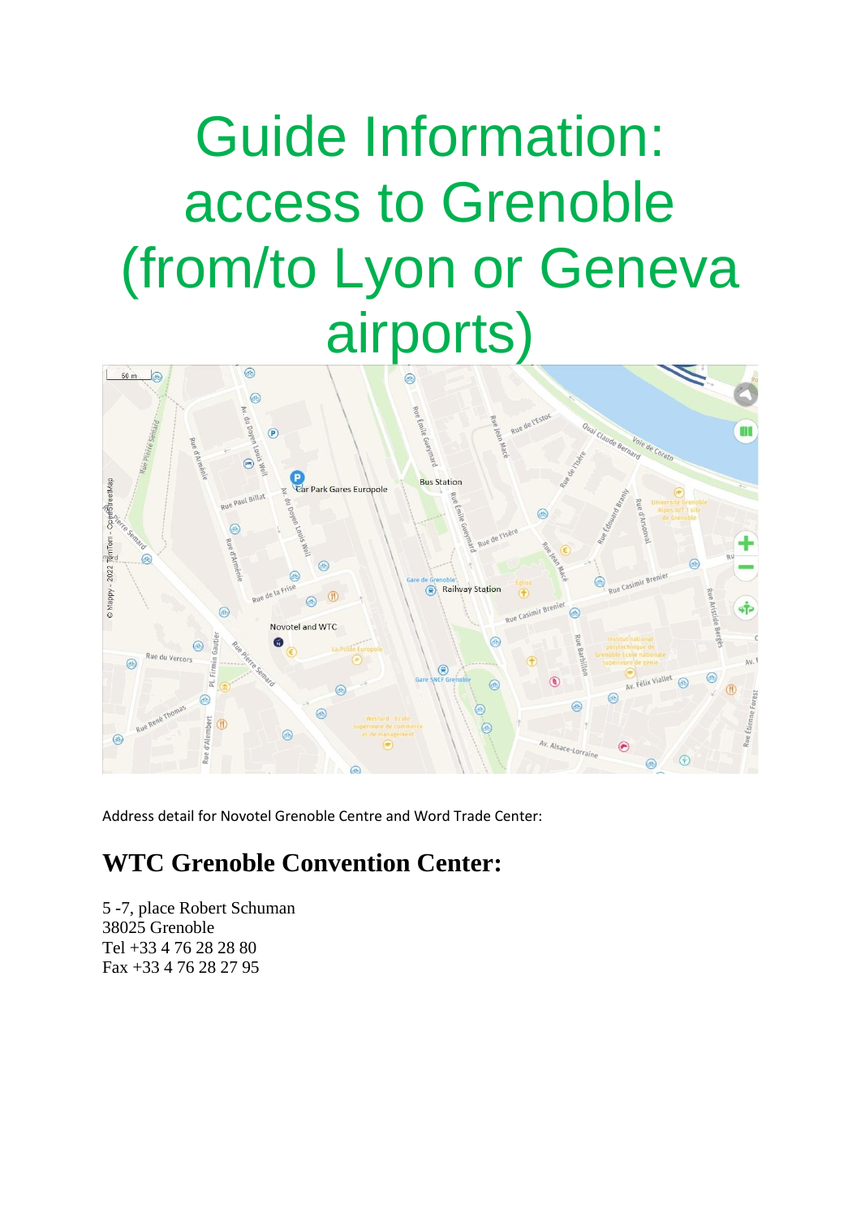# Guide Information: access to Grenoble (from/to Lyon or Geneva airports)

Address detail for Novotel Grenoble Centre and Word Trade Center:

## WTC Grenoble Convention Center:

5 -7, place Robert Schuman
38025 Grenoble
Tel +33 4 76 28 28 80
Fax +33 4 76 28 27 95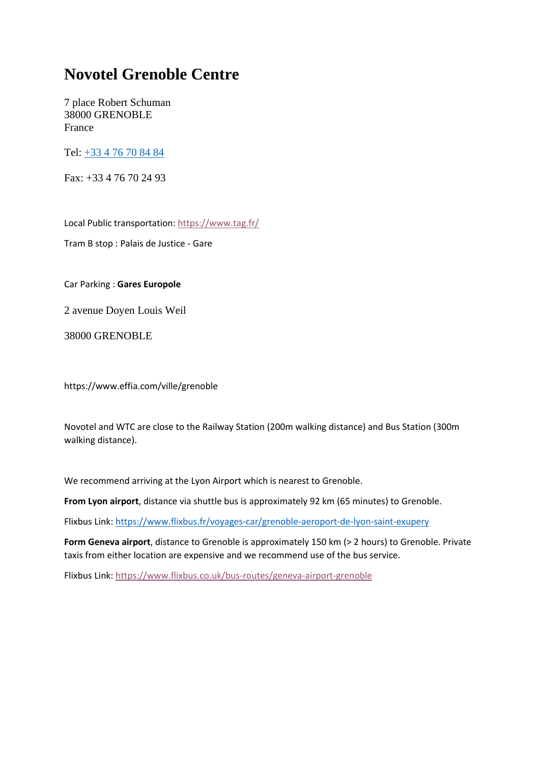# Novotel Grenoble Centre

7 place Robert Schuman
38000 GRENOBLE
France

Tel: [+33 4 76 70 84 84](tel:+33476708484)

Fax: +33 4 76 70 24 93

Local Public transportation: [https://www.tag.fr/](https://www.tag.fr/)

Tram B stop : Palais de Justice - Gare

Car Parking : **Gares Europole**

2 avenue Doyen Louis Weil

38000 GRENOBLE

https://www.effia.com/ville/grenoble

Novotel and WTC are close to the Railway Station (200m walking distance) and Bus Station (300m walking distance).

We recommend arriving at the Lyon Airport which is nearest to Grenoble.

**From Lyon airport**, distance via shuttle bus is approximately 92 km (65 minutes) to Grenoble.

Flixbus Link: [https://www.flixbus.fr/voyages-car/grenoble-aeroport-de-lyon-saint-exupery](https://www.flixbus.fr/voyages-car/grenoble-aeroport-de-lyon-saint-exupery)

**Form Geneva airport**, distance to Grenoble is approximately 150 km (> 2 hours) to Grenoble. Private taxis from either location are expensive and we recommend use of the bus service.

Flixbus Link: [https://www.flixbus.co.uk/bus-routes/geneva-airport-grenoble](https://www.flixbus.co.uk/bus-routes/geneva-airport-grenoble)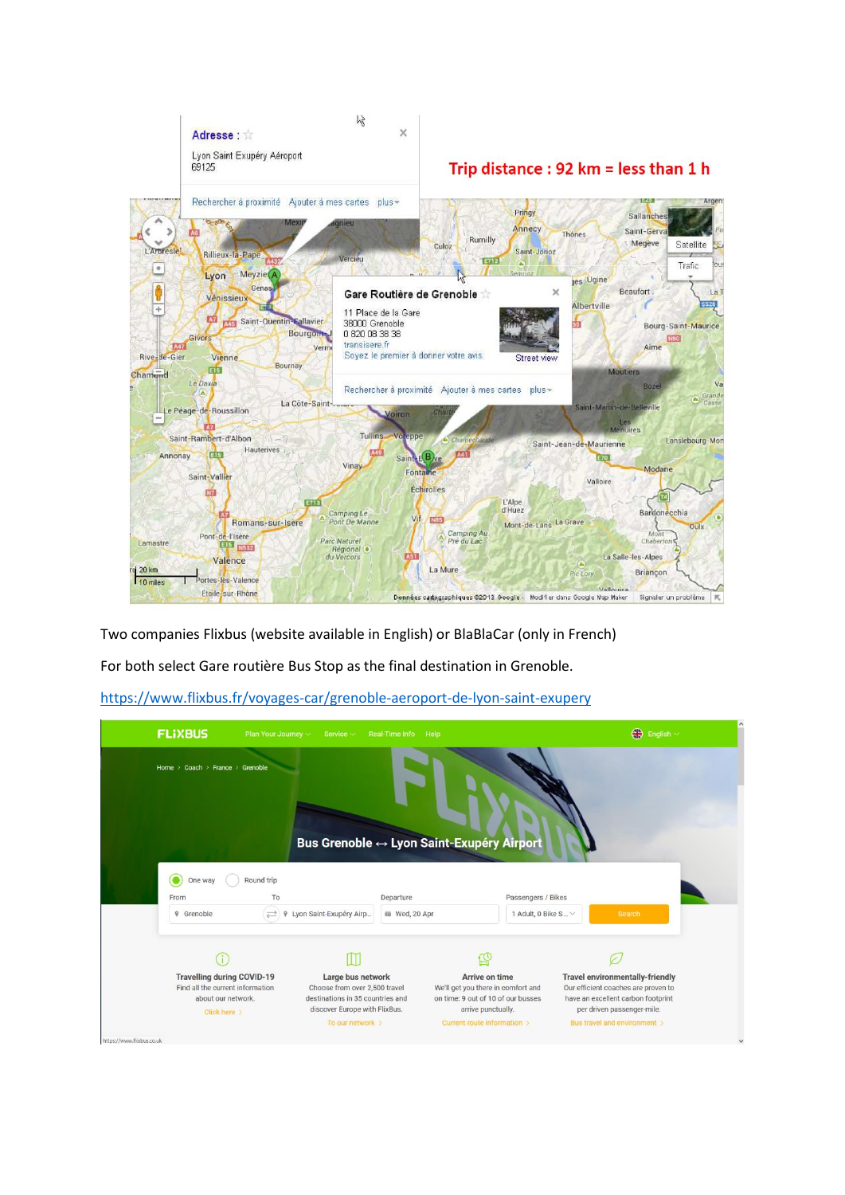Trip distance : 92 km = less than 1 h

Two companies Flixbus (website available in English) or BlaBlaCar (only in French)

For both select Gare routière Bus Stop as the final destination in Grenoble.

[https://www.flixbus.fr/voyages-car/grenoble-aeroport-de-lyon-saint-exupery](https://www.flixbus.fr/voyages-car/grenoble-aeroport-de-lyon-saint-exupery)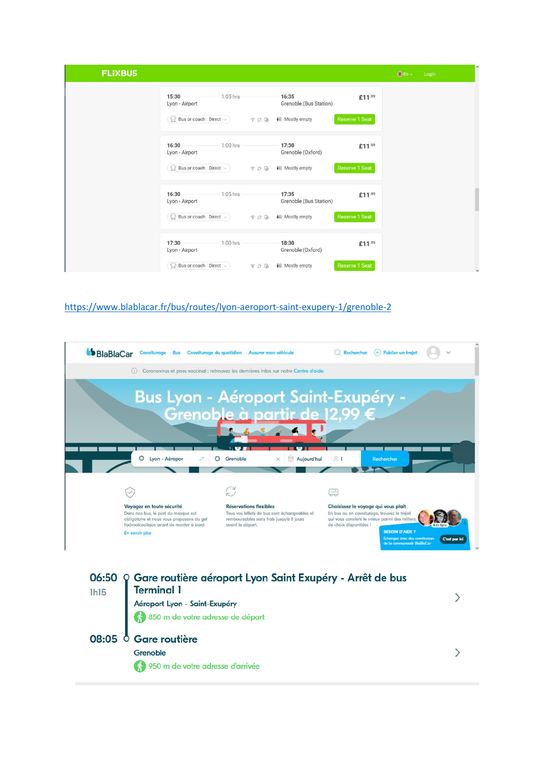FLIXBUS

En Login

| | | | |
|---|---|---|---|
| 15:30 Lyon - Airport | 1:05 hrs | 16:35 Grenoble (Bus Station) | £11.99 |
| Bus or coach Direct | | Mostly empty | Reserve 1 Seat |
| 16:30 Lyon - Airport | 1:00 hrs | 17:30 Grenoble (Oxford) | £11.99 |
| Bus or coach Direct | | Mostly empty | Reserve 1 Seat |
| 16:30 Lyon - Airport | 1:05 hrs | 17:35 Grenoble (Bus Station) | £11.99 |
| Bus or coach Direct | | Mostly empty | Reserve 1 Seat |
| 17:30 Lyon - Airport | 1:00 hrs | 18:30 Grenoble (Oxford) | £11.99 |
| Bus or coach Direct | | Mostly empty | Reserve 1 Seat |

https://www.blablacar.fr/bus/routes/lyon-aeroport-saint-exupery-1/grenoble-2

BlaBlaCar Covoiturage Bus Covoiturage du quotidien Assurer mon véhicule Rechercher Publier un trajet

Coronavirus et pass vaccinal : retrouvez les dernières infos sur notre Centre d'aide.

Bus Lyon - Aéroport Saint-Exupéry - Grenoble à partir de 12,99 €

Lyon - Aéropor Grenoble Aujourd'hui 1 Rechercher

**Voyagez en toute sécurité**
Dans nos bus, le port du masque est obligatoire et nous vous proposons du gel hydroalcoolique avant de monter à bord.
En savoir plus

**Réservations flexibles**
Tous vos billets de bus sont échangeables et remboursables sans frais jusqu'à 8 jours avant le départ.

**Choisissez le voyage qui vous plaît**
En bus ou en covoiturage, trouvez le trajet qui vous convient le mieux parmi des milliers de choix disponibles !

BESOIN D'AIDE ? Échangez avec des covoitureurs de la communauté BlaBlaCar C'est par ici

**06:50** 1h15 **Gare routière aéroport Lyon Saint Exupéry - Arrêt de bus Terminal 1**
Aéroport Lyon - Saint-Exupéry
850 m de votre adresse de départ

**08:05** **Gare routière**
Grenoble
950 m de votre adresse d'arrivée